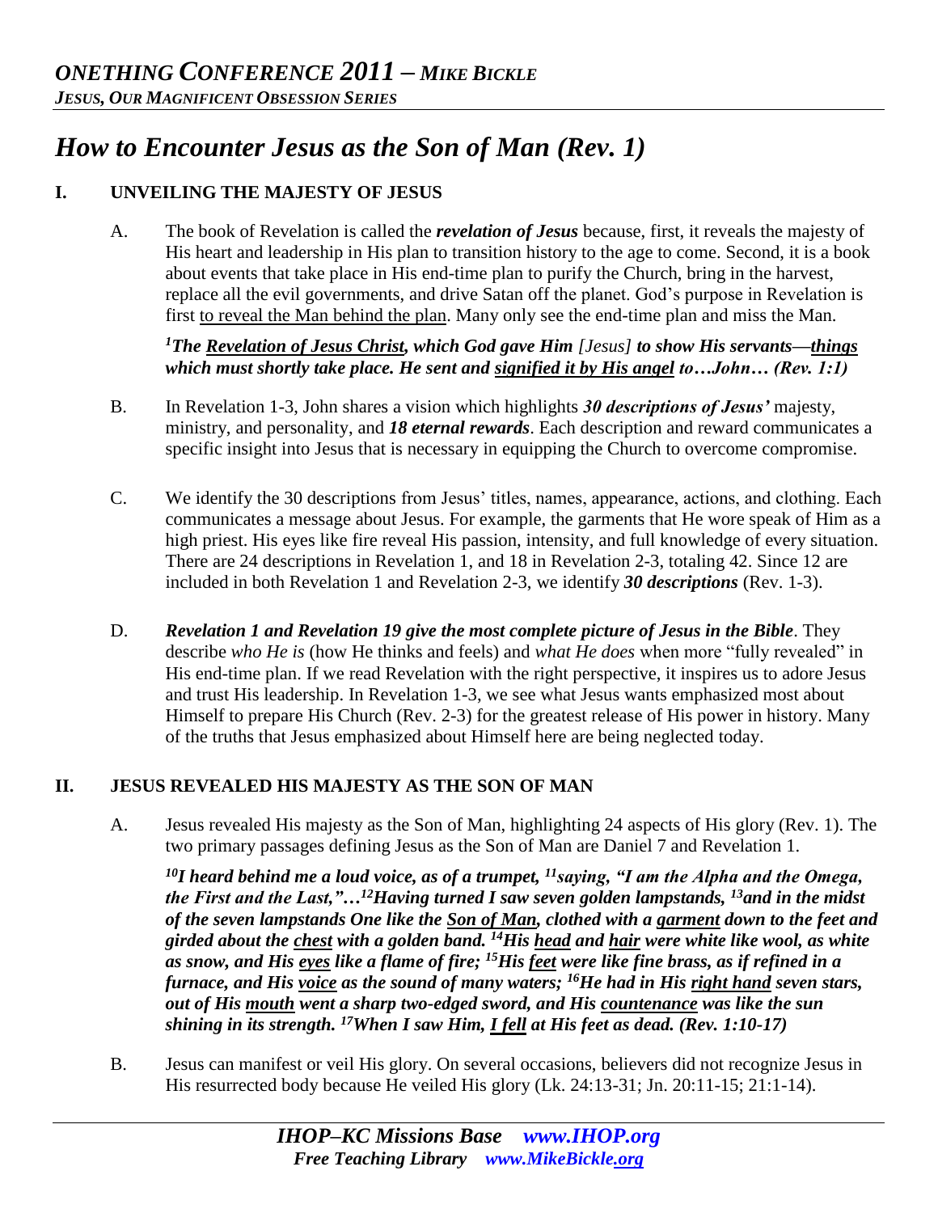# *ONETHING CONFERENCE 2011 – MIKE BICKLE*

*JESUS, OUR MAGNIFICENT OBSESSION SERIES*

## *How to Encounter Jesus as the Son of Man (Rev. 1)*

### I. UNVEILING THE MAJESTY OF JESUS

A. The book of Revelation is called the ***revelation of Jesus*** because, first, it reveals the majesty of His heart and leadership in His plan to transition history to the age to come. Second, it is a book about events that take place in His end-time plan to purify the Church, bring in the harvest, replace all the evil governments, and drive Satan off the planet. God's purpose in Revelation is first <u>to reveal the Man behind the plan</u>. Many only see the end-time plan and miss the Man.

> ***[1]The <u>Revelation of Jesus Christ</u>, which God gave Him** [Jesus] **to show His servants—<u>things</u> which must shortly take place. He sent and <u>signified it by His angel</u> to…John… (Rev. 1:1)***

B. In Revelation 1-3, John shares a vision which highlights ***30 descriptions of Jesus'*** majesty, ministry, and personality, and ***18 eternal rewards***. Each description and reward communicates a specific insight into Jesus that is necessary in equipping the Church to overcome compromise.

C. We identify the 30 descriptions from Jesus' titles, names, appearance, actions, and clothing. Each communicates a message about Jesus. For example, the garments that He wore speak of Him as a high priest. His eyes like fire reveal His passion, intensity, and full knowledge of every situation. There are 24 descriptions in Revelation 1, and 18 in Revelation 2-3, totaling 42. Since 12 are included in both Revelation 1 and Revelation 2-3, we identify ***30 descriptions*** (Rev. 1-3).

D. ***Revelation 1 and Revelation 19 give the most complete picture of Jesus in the Bible***. They describe *who He is* (how He thinks and feels) and *what He does* when more "fully revealed" in His end-time plan. If we read Revelation with the right perspective, it inspires us to adore Jesus and trust His leadership. In Revelation 1-3, we see what Jesus wants emphasized most about Himself to prepare His Church (Rev. 2-3) for the greatest release of His power in history. Many of the truths that Jesus emphasized about Himself here are being neglected today.

### II. JESUS REVEALED HIS MAJESTY AS THE SON OF MAN

A. Jesus revealed His majesty as the Son of Man, highlighting 24 aspects of His glory (Rev. 1). The two primary passages defining Jesus as the Son of Man are Daniel 7 and Revelation 1.

> ***[10]I heard behind me a loud voice, as of a trumpet, [11]saying, "I am the Alpha and the Omega, the First and the Last,"…[12]Having turned I saw seven golden lampstands, [13]and in the midst of the seven lampstands One like the <u>Son of Man</u>, clothed with a <u>garment</u> down to the feet and girded about the <u>chest</u> with a golden band. [14]His <u>head</u> and <u>hair</u> were white like wool, as white as snow, and His <u>eyes</u> like a flame of fire; [15]His <u>feet</u> were like fine brass, as if refined in a furnace, and His <u>voice</u> as the sound of many waters; [16]He had in His <u>right hand</u> seven stars, out of His <u>mouth</u> went a sharp two-edged sword, and His <u>countenance</u> was like the sun shining in its strength. [17]When I saw Him, <u>I fell</u> at His feet as dead. (Rev. 1:10-17)***

B. Jesus can manifest or veil His glory. On several occasions, believers did not recognize Jesus in His resurrected body because He veiled His glory (Lk. 24:13-31; Jn. 20:11-15; 21:1-14).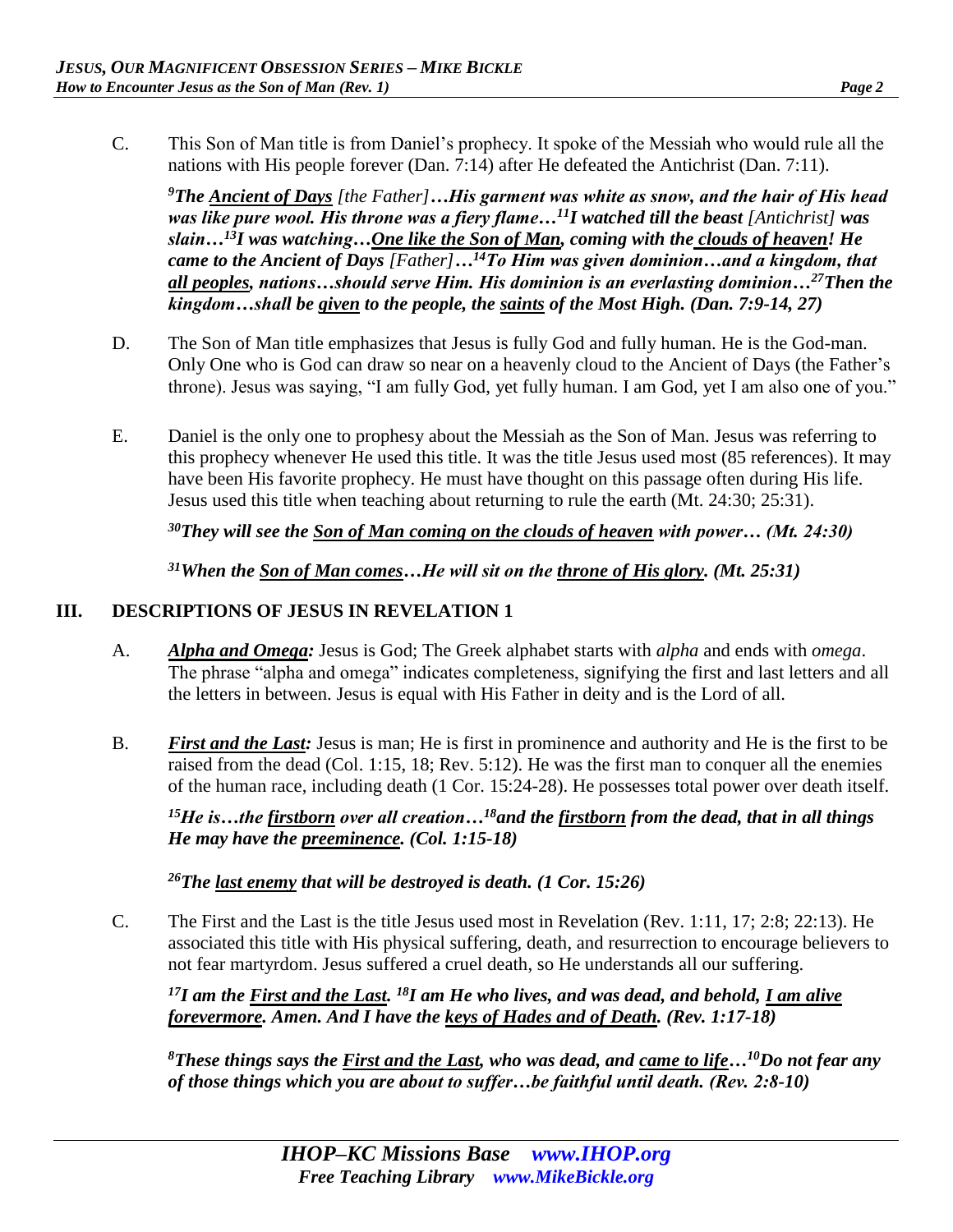C. This Son of Man title is from Daniel's prophecy. It spoke of the Messiah who would rule all the nations with His people forever (Dan. 7:14) after He defeated the Antichrist (Dan. 7:11).

***[9]The <u>Ancient of Days</u>*** *[the Father]*...***His garment was white as snow, and the hair of His head was like pure wool. His throne was a fiery flame…[11]I watched till the beast*** *[Antichrist]* ***was slain…[13]I was watching…<u>One like the Son of Man</u>, coming with the <u>clouds of heaven</u>! He came to the Ancient of Days*** *[Father]*...***[14]To Him was given dominion…and a kingdom, that <u>all peoples</u>, nations…should serve Him. His dominion is an everlasting dominion…[27]Then the kingdom…shall be <u>given</u> to the people, the <u>saints</u> of the Most High. (Dan. 7:9-14, 27)***

D. The Son of Man title emphasizes that Jesus is fully God and fully human. He is the God-man. Only One who is God can draw so near on a heavenly cloud to the Ancient of Days (the Father's throne). Jesus was saying, "I am fully God, yet fully human. I am God, yet I am also one of you."

E. Daniel is the only one to prophesy about the Messiah as the Son of Man. Jesus was referring to this prophecy whenever He used this title. It was the title Jesus used most (85 references). It may have been His favorite prophecy. He must have thought on this passage often during His life. Jesus used this title when teaching about returning to rule the earth (Mt. 24:30; 25:31).

***[30]They will see the <u>Son of Man coming on the clouds of heaven</u> with power… (Mt. 24:30)***

***[31]When the <u>Son of Man comes</u>…He will sit on the <u>throne of His glory</u>. (Mt. 25:31)***

## III. DESCRIPTIONS OF JESUS IN REVELATION 1

A. ***<u>Alpha and Omega</u>:*** Jesus is God; The Greek alphabet starts with *alpha* and ends with *omega*. The phrase "alpha and omega" indicates completeness, signifying the first and last letters and all the letters in between. Jesus is equal with His Father in deity and is the Lord of all.

B. ***<u>First and the Last</u>:*** Jesus is man; He is first in prominence and authority and He is the first to be raised from the dead (Col. 1:15, 18; Rev. 5:12). He was the first man to conquer all the enemies of the human race, including death (1 Cor. 15:24-28). He possesses total power over death itself.

***[15]He is…the <u>firstborn</u> over all creation…[18]and the <u>firstborn</u> from the dead, that in all things He may have the <u>preeminence</u>. (Col. 1:15-18)***

***[26]The <u>last enemy</u> that will be destroyed is death. (1 Cor. 15:26)***

C. The First and the Last is the title Jesus used most in Revelation (Rev. 1:11, 17; 2:8; 22:13). He associated this title with His physical suffering, death, and resurrection to encourage believers to not fear martyrdom. Jesus suffered a cruel death, so He understands all our suffering.

***[17]I am the <u>First and the Last</u>. [18]I am He who lives, and was dead, and behold, <u>I am alive forevermore</u>. Amen. And I have the <u>keys of Hades and of Death</u>. (Rev. 1:17-18)***

***[8]These things says the <u>First and the Last</u>, who was dead, and <u>came to life</u>…[10]Do not fear any of those things which you are about to suffer…be faithful until death. (Rev. 2:8-10)***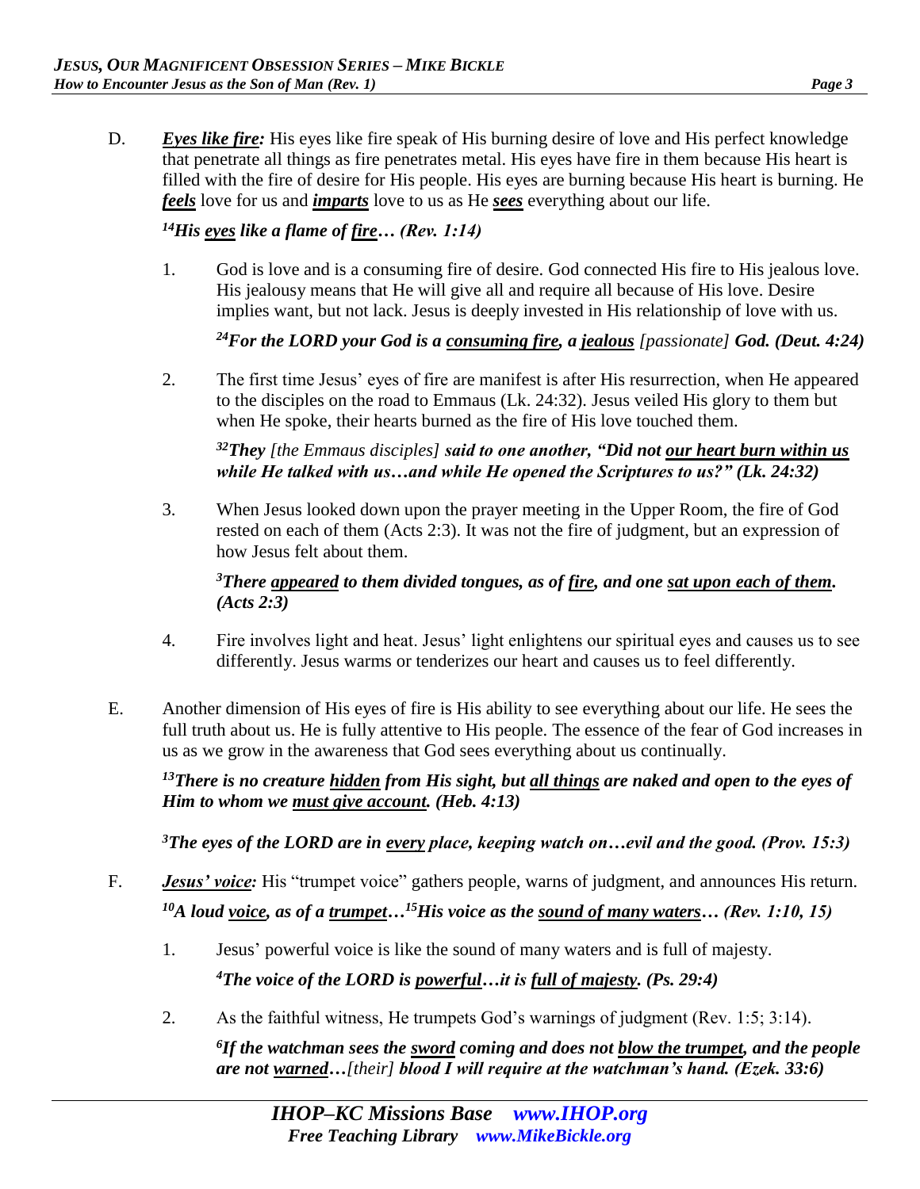D. ***Eyes like fire:*** His eyes like fire speak of His burning desire of love and His perfect knowledge that penetrate all things as fire penetrates metal. His eyes have fire in them because His heart is filled with the fire of desire for His people. His eyes are burning because His heart is burning. He ***feels*** love for us and ***imparts*** love to us as He ***sees*** everything about our life.

***[14]His eyes like a flame of fire… (Rev. 1:14)***

1. God is love and is a consuming fire of desire. God connected His fire to His jealous love. His jealousy means that He will give all and require all because of His love. Desire implies want, but not lack. Jesus is deeply invested in His relationship of love with us.

   ***[24]For the LORD your God is a consuming fire, a jealous** [passionate] **God. (Deut. 4:24)***

2. The first time Jesus' eyes of fire are manifest is after His resurrection, when He appeared to the disciples on the road to Emmaus (Lk. 24:32). Jesus veiled His glory to them but when He spoke, their hearts burned as the fire of His love touched them.

   ***[32]They** [the Emmaus disciples] **said to one another, "Did not our heart burn within us while He talked with us…and while He opened the Scriptures to us?" (Lk. 24:32)***

3. When Jesus looked down upon the prayer meeting in the Upper Room, the fire of God rested on each of them (Acts 2:3). It was not the fire of judgment, but an expression of how Jesus felt about them.

   ***[3]There appeared to them divided tongues, as of fire, and one sat upon each of them. (Acts 2:3)***

4. Fire involves light and heat. Jesus' light enlightens our spiritual eyes and causes us to see differently. Jesus warms or tenderizes our heart and causes us to feel differently.

E. Another dimension of His eyes of fire is His ability to see everything about our life. He sees the full truth about us. He is fully attentive to His people. The essence of the fear of God increases in us as we grow in the awareness that God sees everything about us continually.

***[13]There is no creature hidden from His sight, but all things are naked and open to the eyes of Him to whom we must give account. (Heb. 4:13)***

***[3]The eyes of the LORD are in every place, keeping watch on…evil and the good. (Prov. 15:3)***

F. ***Jesus' voice:*** His "trumpet voice" gathers people, warns of judgment, and announces His return.

***[10]A loud voice, as of a trumpet…[15]His voice as the sound of many waters… (Rev. 1:10, 15)***

1. Jesus' powerful voice is like the sound of many waters and is full of majesty.

   ***[4]The voice of the LORD is powerful…it is full of majesty. (Ps. 29:4)***

2. As the faithful witness, He trumpets God's warnings of judgment (Rev. 1:5; 3:14).

   ***[6]If the watchman sees the sword coming and does not blow the trumpet, and the people are not warned…** [their] **blood I will require at the watchman's hand. (Ezek. 33:6)***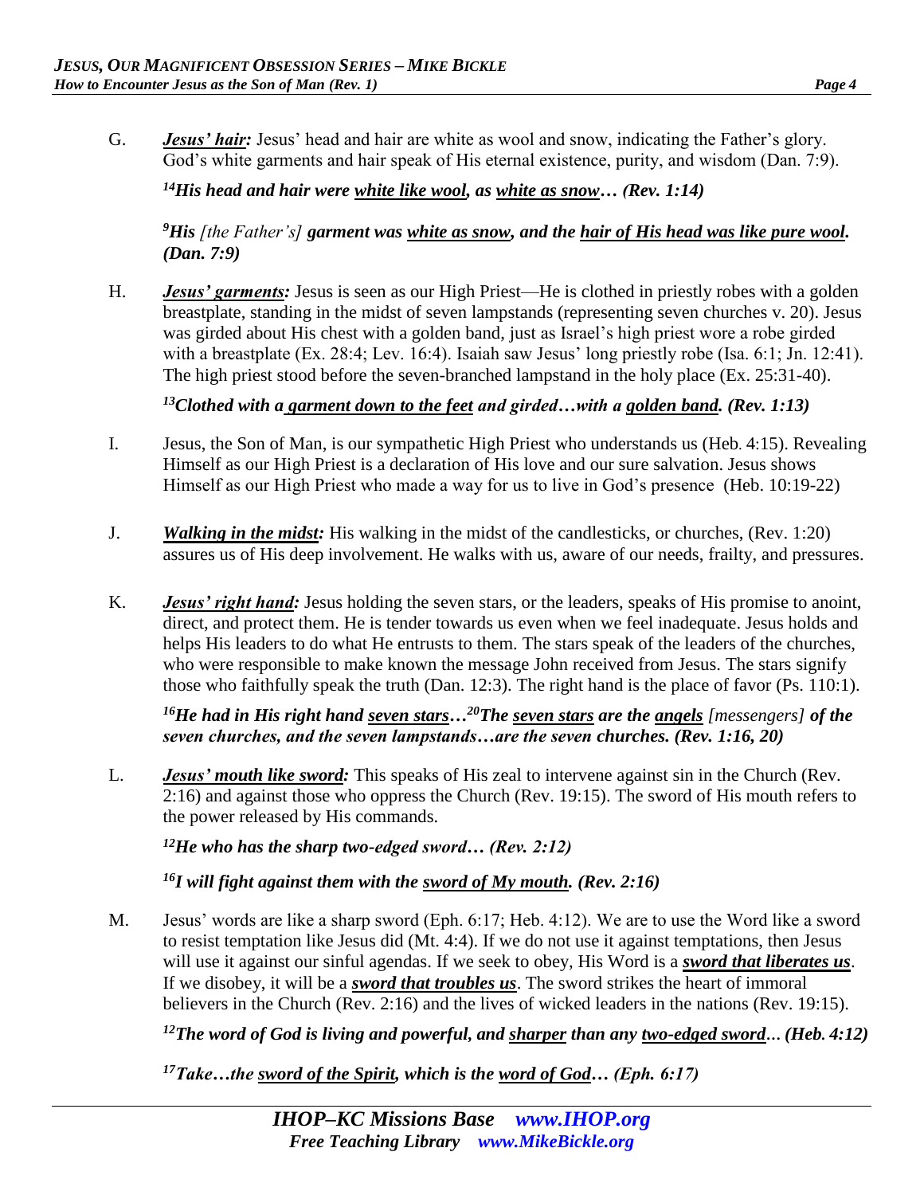G. ***Jesus' hair:*** Jesus' head and hair are white as wool and snow, indicating the Father's glory. God's white garments and hair speak of His eternal existence, purity, and wisdom (Dan. 7:9).

> [14]***His head and hair were <u>white like wool</u>, as <u>white as snow</u>… (Rev. 1:14)***

> [9]***His*** *[the Father's]* ***garment was <u>white as snow</u>, and the <u>hair of His head was like pure wool</u>. (Dan. 7:9)***

H. ***Jesus' garments:*** Jesus is seen as our High Priest—He is clothed in priestly robes with a golden breastplate, standing in the midst of seven lampstands (representing seven churches v. 20). Jesus was girded about His chest with a golden band, just as Israel's high priest wore a robe girded with a breastplate (Ex. 28:4; Lev. 16:4). Isaiah saw Jesus' long priestly robe (Isa. 6:1; Jn. 12:41). The high priest stood before the seven-branched lampstand in the holy place (Ex. 25:31-40).

> [13]***Clothed with a <u>garment down to the feet</u> and girded…with a <u>golden band</u>. (Rev. 1:13)***

I. Jesus, the Son of Man, is our sympathetic High Priest who understands us (Heb. 4:15). Revealing Himself as our High Priest is a declaration of His love and our sure salvation. Jesus shows Himself as our High Priest who made a way for us to live in God's presence (Heb. 10:19-22)

J. ***Walking in the midst:*** His walking in the midst of the candlesticks, or churches, (Rev. 1:20) assures us of His deep involvement. He walks with us, aware of our needs, frailty, and pressures.

K. ***Jesus' right hand:*** Jesus holding the seven stars, or the leaders, speaks of His promise to anoint, direct, and protect them. He is tender towards us even when we feel inadequate. Jesus holds and helps His leaders to do what He entrusts to them. The stars speak of the leaders of the churches, who were responsible to make known the message John received from Jesus. The stars signify those who faithfully speak the truth (Dan. 12:3). The right hand is the place of favor (Ps. 110:1).

> [16]***He had in His right hand <u>seven stars</u>…***[20]***The <u>seven stars</u> are the <u>angels</u>*** *[messengers]* ***of the seven churches, and the seven lampstands…are the seven churches. (Rev. 1:16, 20)***

L. ***Jesus' mouth like sword:*** This speaks of His zeal to intervene against sin in the Church (Rev. 2:16) and against those who oppress the Church (Rev. 19:15). The sword of His mouth refers to the power released by His commands.

> [12]***He who has the sharp two-edged sword… (Rev. 2:12)***

> [16]***I will fight against them with the <u>sword of My mouth</u>. (Rev. 2:16)***

M. Jesus' words are like a sharp sword (Eph. 6:17; Heb. 4:12). We are to use the Word like a sword to resist temptation like Jesus did (Mt. 4:4). If we do not use it against temptations, then Jesus will use it against our sinful agendas. If we seek to obey, His Word is a ***<u>sword that liberates us</u>***. If we disobey, it will be a ***<u>sword that troubles us</u>***. The sword strikes the heart of immoral believers in the Church (Rev. 2:16) and the lives of wicked leaders in the nations (Rev. 19:15).

> [12]***The word of God is living and powerful, and <u>sharper</u> than any <u>two-edged sword</u>… (Heb. 4:12)***

> [17]***Take…the <u>sword of the Spirit</u>, which is the <u>word of God</u>… (Eph. 6:17)***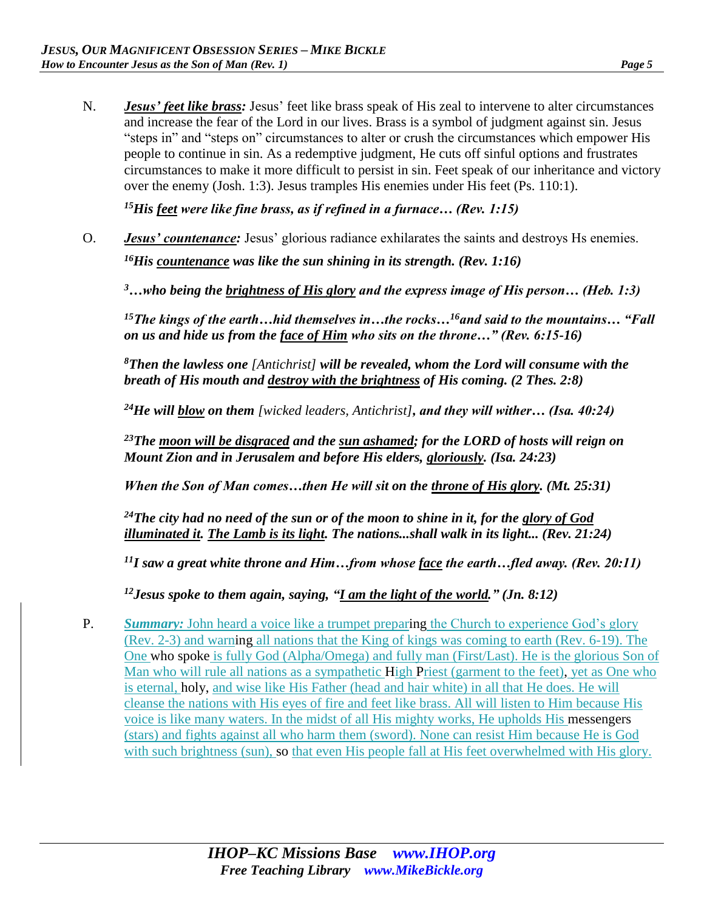N. ***Jesus' feet like brass:*** Jesus' feet like brass speak of His zeal to intervene to alter circumstances and increase the fear of the Lord in our lives. Brass is a symbol of judgment against sin. Jesus "steps in" and "steps on" circumstances to alter or crush the circumstances which empower His people to continue in sin. As a redemptive judgment, He cuts off sinful options and frustrates circumstances to make it more difficult to persist in sin. Feet speak of our inheritance and victory over the enemy (Josh. 1:3). Jesus tramples His enemies under His feet (Ps. 110:1).

***15His feet were like fine brass, as if refined in a furnace… (Rev. 1:15)***

O. ***Jesus' countenance:*** Jesus' glorious radiance exhilarates the saints and destroys Hs enemies.

***16His countenance was like the sun shining in its strength. (Rev. 1:16)***

***3…who being the brightness of His glory and the express image of His person… (Heb. 1:3)***

***15The kings of the earth…hid themselves in…the rocks…16and said to the mountains… "Fall on us and hide us from the face of Him who sits on the throne…" (Rev. 6:15-16)***

***8Then the lawless one** [Antichrist] **will be revealed, whom the Lord will consume with the breath of His mouth and destroy with the brightness of His coming. (2 Thes. 2:8)***

***24He will blow on them** [wicked leaders, Antichrist]**, and they will wither… (Isa. 40:24)***

***23The moon will be disgraced and the sun ashamed; for the LORD of hosts will reign on Mount Zion and in Jerusalem and before His elders, gloriously. (Isa. 24:23)***

***When the Son of Man comes…then He will sit on the throne of His glory. (Mt. 25:31)***

***24The city had no need of the sun or of the moon to shine in it, for the glory of God illuminated it. The Lamb is its light. The nations...shall walk in its light... (Rev. 21:24)***

***11I saw a great white throne and Him…from whose face the earth…fled away. (Rev. 20:11)***

***12Jesus spoke to them again, saying, "I am the light of the world." (Jn. 8:12)***

P. ***Summary:*** John heard a voice like a trumpet preparing the Church to experience God's glory (Rev. 2-3) and warning all nations that the King of kings was coming to earth (Rev. 6-19). The One who spoke is fully God (Alpha/Omega) and fully man (First/Last). He is the glorious Son of Man who will rule all nations as a sympathetic High Priest (garment to the feet), yet as One who is eternal, holy, and wise like His Father (head and hair white) in all that He does. He will cleanse the nations with His eyes of fire and feet like brass. All will listen to Him because His voice is like many waters. In the midst of all His mighty works, He upholds His messengers (stars) and fights against all who harm them (sword). None can resist Him because He is God with such brightness (sun), so that even His people fall at His feet overwhelmed with His glory.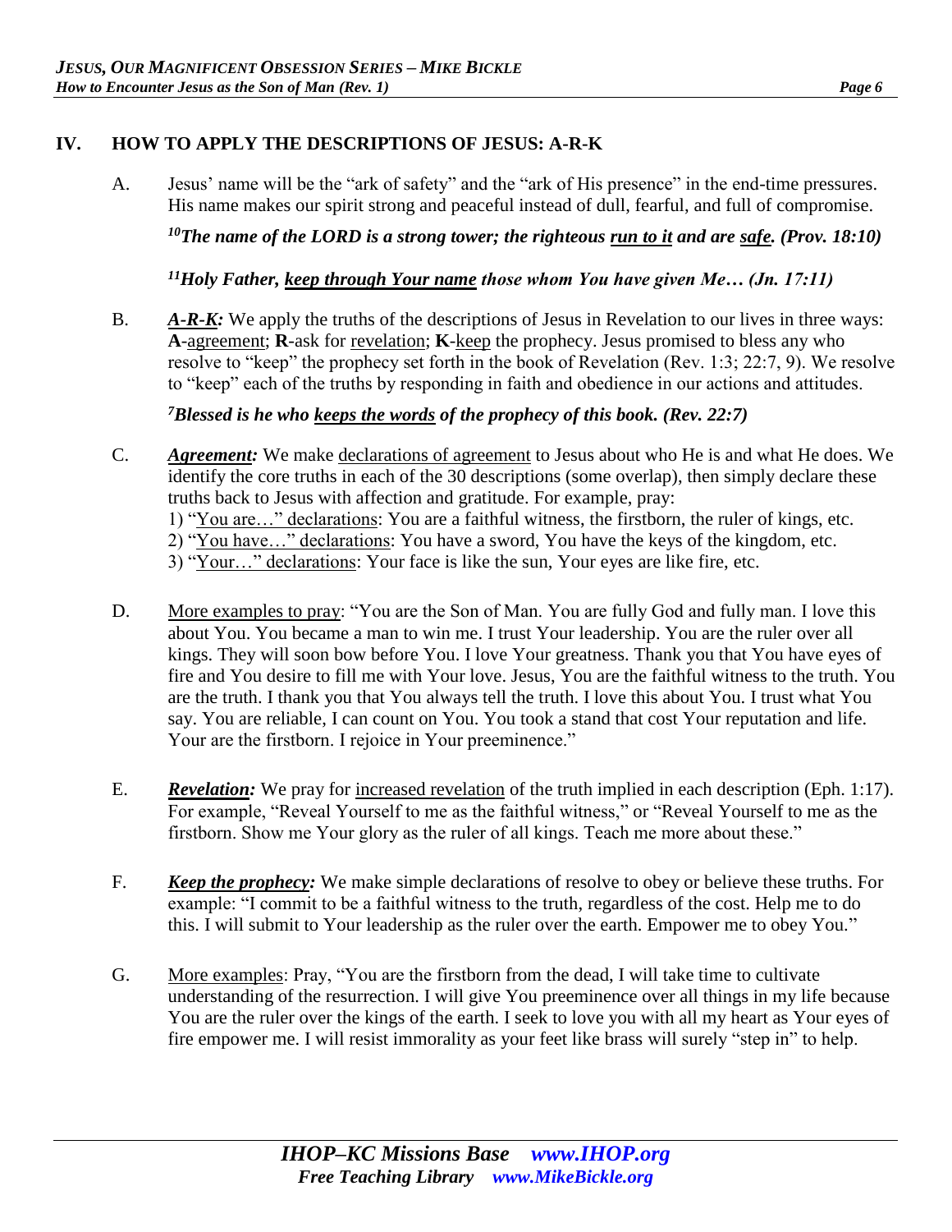## IV. HOW TO APPLY THE DESCRIPTIONS OF JESUS: A-R-K

A. Jesus' name will be the "ark of safety" and the "ark of His presence" in the end-time pressures. His name makes our spirit strong and peaceful instead of dull, fearful, and full of compromise.

***[10]The name of the LORD is a strong tower; the righteous run to it and are safe. (Prov. 18:10)***

***[11]Holy Father, keep through Your name those whom You have given Me… (Jn. 17:11)***

B. ***A-R-K:*** We apply the truths of the descriptions of Jesus in Revelation to our lives in three ways: **A**-agreement; **R**-ask for revelation; **K**-keep the prophecy. Jesus promised to bless any who resolve to "keep" the prophecy set forth in the book of Revelation (Rev. 1:3; 22:7, 9). We resolve to "keep" each of the truths by responding in faith and obedience in our actions and attitudes.

***[7]Blessed is he who keeps the words of the prophecy of this book. (Rev. 22:7)***

C. ***Agreement:*** We make declarations of agreement to Jesus about who He is and what He does. We identify the core truths in each of the 30 descriptions (some overlap), then simply declare these truths back to Jesus with affection and gratitude. For example, pray:
1) "You are…" declarations: You are a faithful witness, the firstborn, the ruler of kings, etc.
2) "You have…" declarations: You have a sword, You have the keys of the kingdom, etc.
3) "Your…" declarations: Your face is like the sun, Your eyes are like fire, etc.

D. More examples to pray: "You are the Son of Man. You are fully God and fully man. I love this about You. You became a man to win me. I trust Your leadership. You are the ruler over all kings. They will soon bow before You. I love Your greatness. Thank you that You have eyes of fire and You desire to fill me with Your love. Jesus, You are the faithful witness to the truth. You are the truth. I thank you that You always tell the truth. I love this about You. I trust what You say. You are reliable, I can count on You. You took a stand that cost Your reputation and life. Your are the firstborn. I rejoice in Your preeminence."

E. ***Revelation:*** We pray for increased revelation of the truth implied in each description (Eph. 1:17). For example, "Reveal Yourself to me as the faithful witness," or "Reveal Yourself to me as the firstborn. Show me Your glory as the ruler of all kings. Teach me more about these."

F. ***Keep the prophecy:*** We make simple declarations of resolve to obey or believe these truths. For example: "I commit to be a faithful witness to the truth, regardless of the cost. Help me to do this. I will submit to Your leadership as the ruler over the earth. Empower me to obey You."

G. More examples: Pray, "You are the firstborn from the dead, I will take time to cultivate understanding of the resurrection. I will give You preeminence over all things in my life because You are the ruler over the kings of the earth. I seek to love you with all my heart as Your eyes of fire empower me. I will resist immorality as your feet like brass will surely "step in" to help.